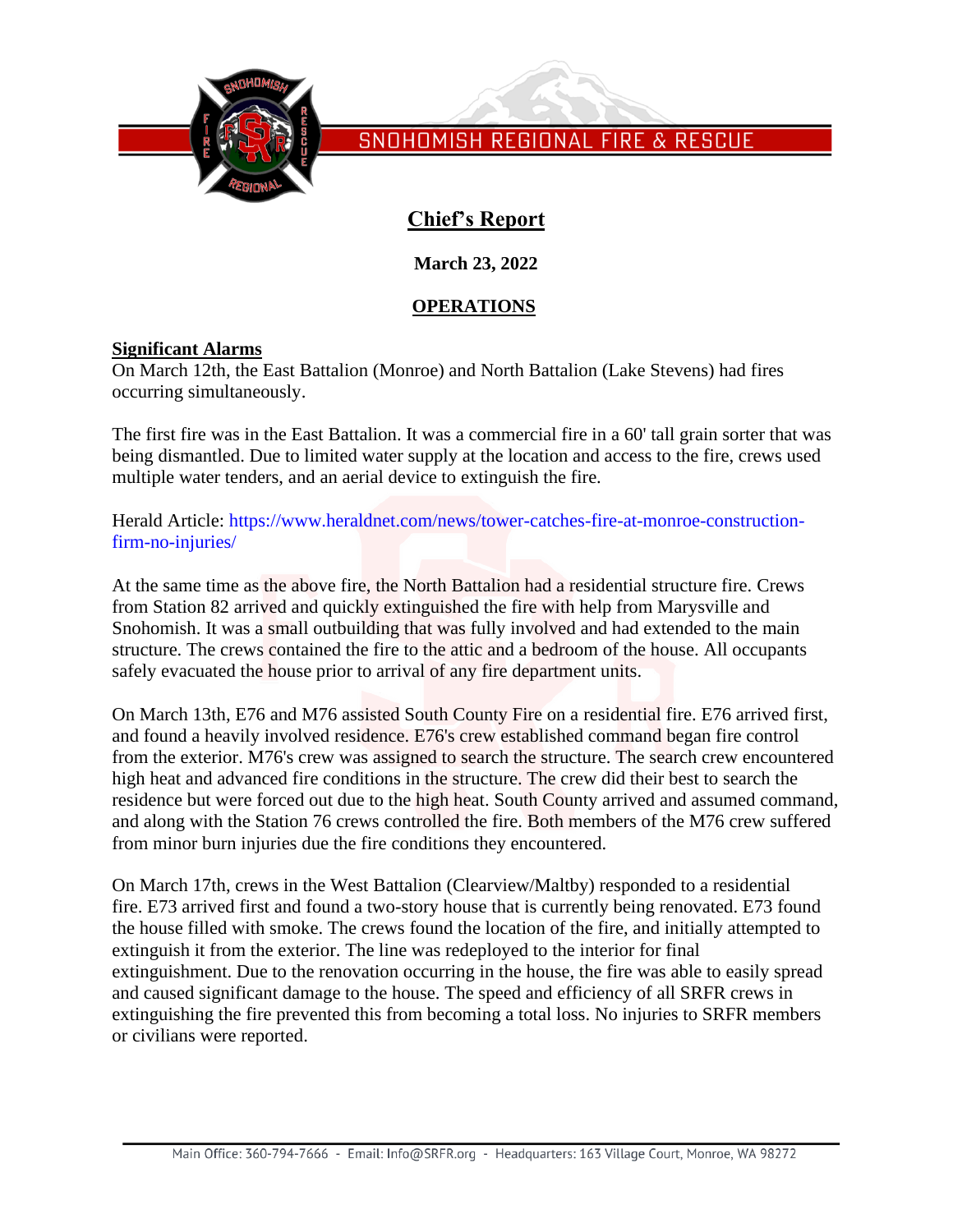SNOHOMISH REGIONAL FIRE & RESCUE

# Chief's Report

**March 23, 2022**

## OPERATIONS

### Significant Alarms

On March 12th, the East Battalion (Monroe) and North Battalion (Lake Stevens) had fires occurring simultaneously.

The first fire was in the East Battalion. It was a commercial fire in a 60' tall grain sorter that was being dismantled. Due to limited water supply at the location and access to the fire, crews used multiple water tenders, and an aerial device to extinguish the fire.

Herald Article: https://www.heraldnet.com/news/tower-catches-fire-at-monroe-construction-firm-no-injuries/

At the same time as the above fire, the North Battalion had a residential structure fire. Crews from Station 82 arrived and quickly extinguished the fire with help from Marysville and Snohomish. It was a small outbuilding that was fully involved and had extended to the main structure. The crews contained the fire to the attic and a bedroom of the house. All occupants safely evacuated the house prior to arrival of any fire department units.

On March 13th, E76 and M76 assisted South County Fire on a residential fire. E76 arrived first, and found a heavily involved residence. E76's crew established command began fire control from the exterior. M76's crew was assigned to search the structure. The search crew encountered high heat and advanced fire conditions in the structure. The crew did their best to search the residence but were forced out due to the high heat. South County arrived and assumed command, and along with the Station 76 crews controlled the fire. Both members of the M76 crew suffered from minor burn injuries due the fire conditions they encountered.

On March 17th, crews in the West Battalion (Clearview/Maltby) responded to a residential fire. E73 arrived first and found a two-story house that is currently being renovated. E73 found the house filled with smoke. The crews found the location of the fire, and initially attempted to extinguish it from the exterior. The line was redeployed to the interior for final extinguishment. Due to the renovation occurring in the house, the fire was able to easily spread and caused significant damage to the house. The speed and efficiency of all SRFR crews in extinguishing the fire prevented this from becoming a total loss. No injuries to SRFR members or civilians were reported.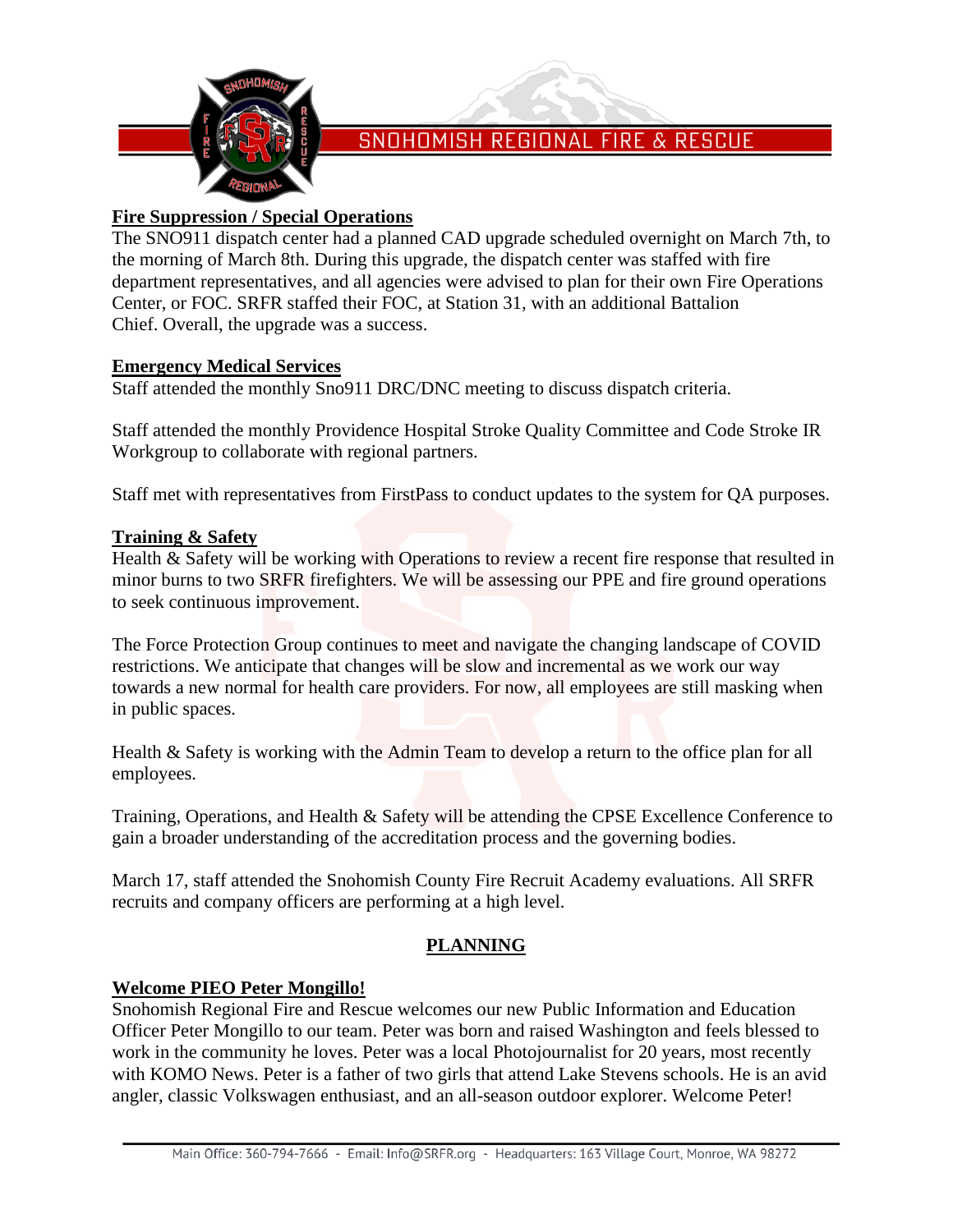## Fire Suppression / Special Operations

The SNO911 dispatch center had a planned CAD upgrade scheduled overnight on March 7th, to the morning of March 8th. During this upgrade, the dispatch center was staffed with fire department representatives, and all agencies were advised to plan for their own Fire Operations Center, or FOC. SRFR staffed their FOC, at Station 31, with an additional Battalion Chief. Overall, the upgrade was a success.

## Emergency Medical Services

Staff attended the monthly Sno911 DRC/DNC meeting to discuss dispatch criteria.

Staff attended the monthly Providence Hospital Stroke Quality Committee and Code Stroke IR Workgroup to collaborate with regional partners.

Staff met with representatives from FirstPass to conduct updates to the system for QA purposes.

## Training & Safety

Health & Safety will be working with Operations to review a recent fire response that resulted in minor burns to two SRFR firefighters. We will be assessing our PPE and fire ground operations to seek continuous improvement.

The Force Protection Group continues to meet and navigate the changing landscape of COVID restrictions. We anticipate that changes will be slow and incremental as we work our way towards a new normal for health care providers. For now, all employees are still masking when in public spaces.

Health & Safety is working with the Admin Team to develop a return to the office plan for all employees.

Training, Operations, and Health & Safety will be attending the CPSE Excellence Conference to gain a broader understanding of the accreditation process and the governing bodies.

March 17, staff attended the Snohomish County Fire Recruit Academy evaluations. All SRFR recruits and company officers are performing at a high level.

# PLANNING

## Welcome PIEO Peter Mongillo!

Snohomish Regional Fire and Rescue welcomes our new Public Information and Education Officer Peter Mongillo to our team. Peter was born and raised Washington and feels blessed to work in the community he loves. Peter was a local Photojournalist for 20 years, most recently with KOMO News. Peter is a father of two girls that attend Lake Stevens schools. He is an avid angler, classic Volkswagen enthusiast, and an all-season outdoor explorer. Welcome Peter!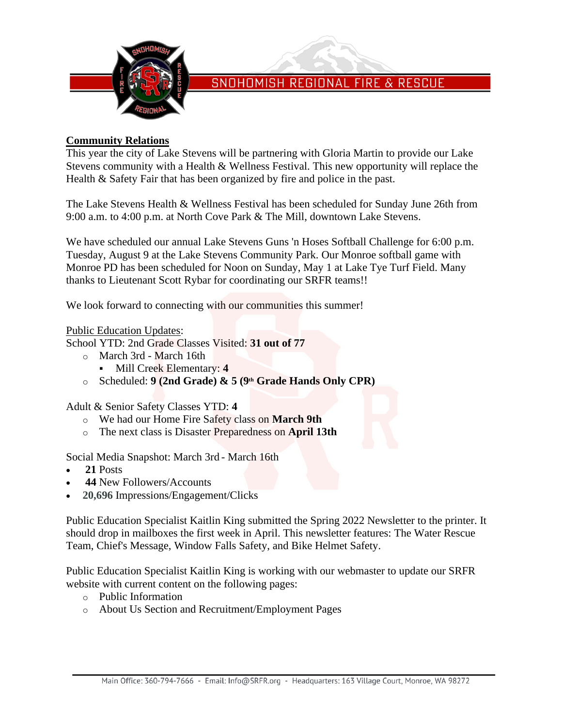**Community Relations**

This year the city of Lake Stevens will be partnering with Gloria Martin to provide our Lake Stevens community with a Health & Wellness Festival. This new opportunity will replace the Health & Safety Fair that has been organized by fire and police in the past.

The Lake Stevens Health & Wellness Festival has been scheduled for Sunday June 26th from 9:00 a.m. to 4:00 p.m. at North Cove Park & The Mill, downtown Lake Stevens.

We have scheduled our annual Lake Stevens Guns 'n Hoses Softball Challenge for 6:00 p.m. Tuesday, August 9 at the Lake Stevens Community Park. Our Monroe softball game with Monroe PD has been scheduled for Noon on Sunday, May 1 at Lake Tye Turf Field. Many thanks to Lieutenant Scott Rybar for coordinating our SRFR teams!!

We look forward to connecting with our communities this summer!

Public Education Updates:

School YTD: 2nd Grade Classes Visited: **31 out of 77**

- March 3rd - March 16th
  - Mill Creek Elementary: **4**
- Scheduled: **9 (2nd Grade) & 5 (9th Grade Hands Only CPR)**

Adult & Senior Safety Classes YTD: **4**

- We had our Home Fire Safety class on **March 9th**
- The next class is Disaster Preparedness on **April 13th**

Social Media Snapshot: March 3rd - March 16th

- **21** Posts
- **44** New Followers/Accounts
- **20,696** Impressions/Engagement/Clicks

Public Education Specialist Kaitlin King submitted the Spring 2022 Newsletter to the printer. It should drop in mailboxes the first week in April. This newsletter features: The Water Rescue Team, Chief's Message, Window Falls Safety, and Bike Helmet Safety.

Public Education Specialist Kaitlin King is working with our webmaster to update our SRFR website with current content on the following pages:

- Public Information
- About Us Section and Recruitment/Employment Pages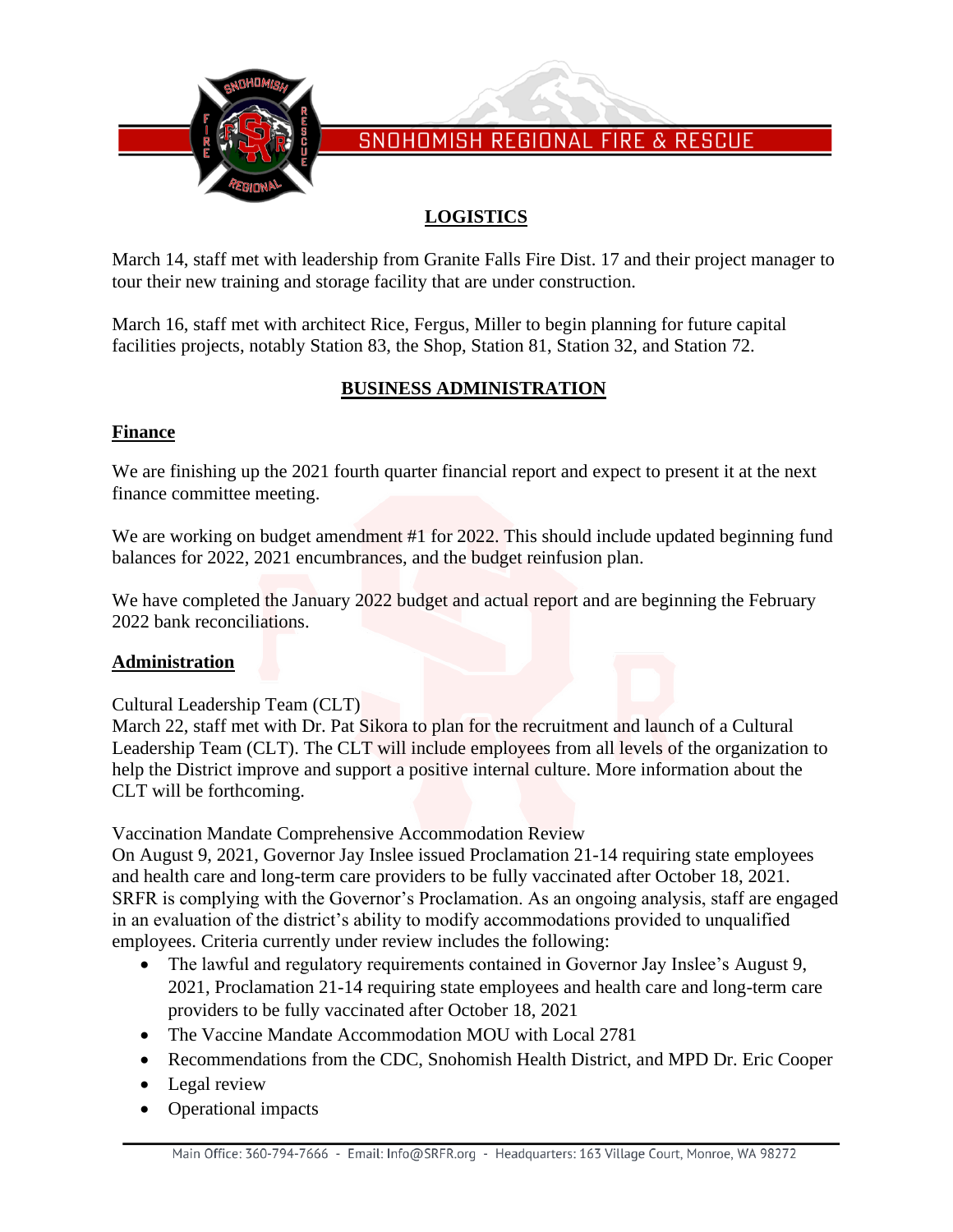## LOGISTICS

March 14, staff met with leadership from Granite Falls Fire Dist. 17 and their project manager to tour their new training and storage facility that are under construction.

March 16, staff met with architect Rice, Fergus, Miller to begin planning for future capital facilities projects, notably Station 83, the Shop, Station 81, Station 32, and Station 72.

## BUSINESS ADMINISTRATION

### Finance

We are finishing up the 2021 fourth quarter financial report and expect to present it at the next finance committee meeting.

We are working on budget amendment #1 for 2022. This should include updated beginning fund balances for 2022, 2021 encumbrances, and the budget reinfusion plan.

We have completed the January 2022 budget and actual report and are beginning the February 2022 bank reconciliations.

### Administration

Cultural Leadership Team (CLT)
March 22, staff met with Dr. Pat Sikora to plan for the recruitment and launch of a Cultural Leadership Team (CLT). The CLT will include employees from all levels of the organization to help the District improve and support a positive internal culture. More information about the CLT will be forthcoming.

Vaccination Mandate Comprehensive Accommodation Review
On August 9, 2021, Governor Jay Inslee issued Proclamation 21-14 requiring state employees and health care and long-term care providers to be fully vaccinated after October 18, 2021. SRFR is complying with the Governor's Proclamation. As an ongoing analysis, staff are engaged in an evaluation of the district's ability to modify accommodations provided to unqualified employees. Criteria currently under review includes the following:

- The lawful and regulatory requirements contained in Governor Jay Inslee's August 9, 2021, Proclamation 21-14 requiring state employees and health care and long-term care providers to be fully vaccinated after October 18, 2021
- The Vaccine Mandate Accommodation MOU with Local 2781
- Recommendations from the CDC, Snohomish Health District, and MPD Dr. Eric Cooper
- Legal review
- Operational impacts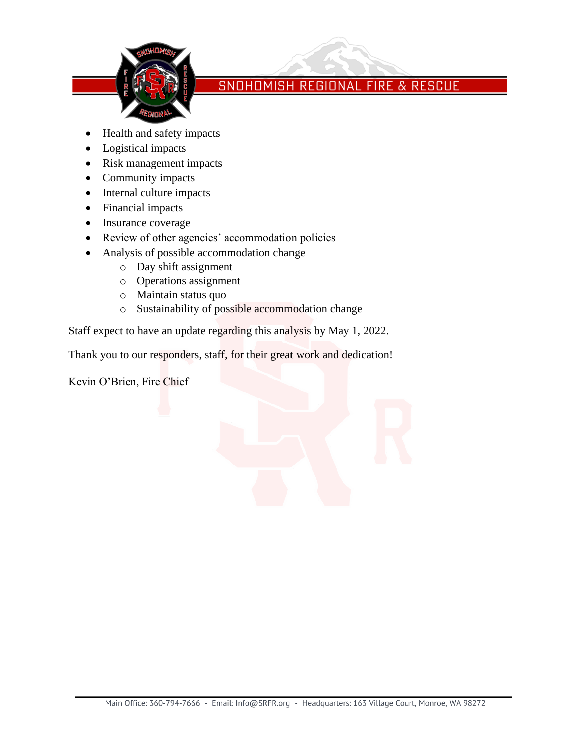- Health and safety impacts
- Logistical impacts
- Risk management impacts
- Community impacts
- Internal culture impacts
- Financial impacts
- Insurance coverage
- Review of other agencies' accommodation policies
- Analysis of possible accommodation change
  - Day shift assignment
  - Operations assignment
  - Maintain status quo
  - Sustainability of possible accommodation change

Staff expect to have an update regarding this analysis by May 1, 2022.

Thank you to our responders, staff, for their great work and dedication!

Kevin O'Brien, Fire Chief